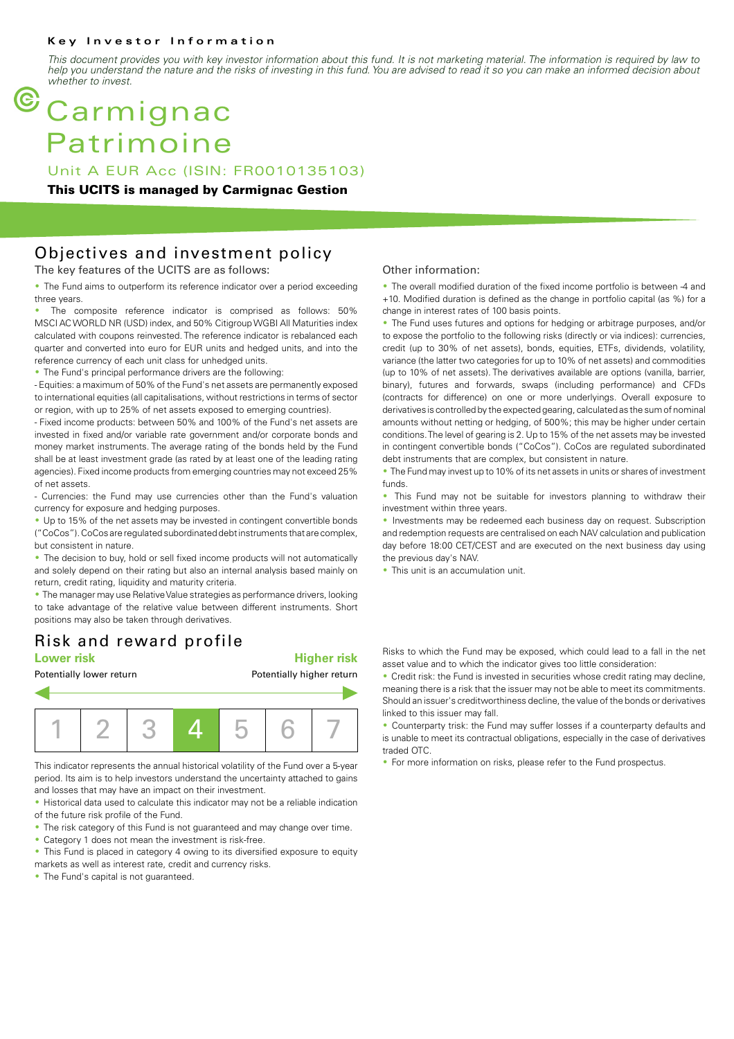**Key Investor Information**

*This document provides you with key investor information about this fund. It is not marketing material. The information is required by law to help you understand the nature and the risks of investing in this fund. You are advised to read it so you can make an informed decision about whether to invest.*

# Carmignac Patrimoine

Unit A EUR Acc (ISIN: FR0010135103)

**This UCITS is managed by Carmignac Gestion**

## Objectives and investment policy

The key features of the UCITS are as follows:

- The Fund aims to outperform its reference indicator over a period exceeding three years.
- The composite reference indicator is comprised as follows: 50% MSCI AC WORLD NR (USD) index, and 50% Citigroup WGBI All Maturities index calculated with coupons reinvested. The reference indicator is rebalanced each quarter and converted into euro for EUR units and hedged units, and into the reference currency of each unit class for unhedged units.
- The Fund's principal performance drivers are the following:

- Equities: a maximum of 50% of the Fund's net assets are permanently exposed to international equities (all capitalisations, without restrictions in terms of sector or region, with up to 25% of net assets exposed to emerging countries).

- Fixed income products: between 50% and 100% of the Fund's net assets are invested in fixed and/or variable rate government and/or corporate bonds and money market instruments. The average rating of the bonds held by the Fund shall be at least investment grade (as rated by at least one of the leading rating agencies). Fixed income products from emerging countries may not exceed 25% of net assets.

- Currencies: the Fund may use currencies other than the Fund's valuation currency for exposure and hedging purposes.

- Up to 15% of the net assets may be invested in contingent convertible bonds ("CoCos"). CoCos are regulated subordinated debt instruments that are complex, but consistent in nature.
- The decision to buy, hold or sell fixed income products will not automatically and solely depend on their rating but also an internal analysis based mainly on return, credit rating, liquidity and maturity criteria.
- The manager may use Relative Value strategies as performance drivers, looking to take advantage of the relative value between different instruments. Short positions may also be taken through derivatives.

Other information:

- The overall modified duration of the fixed income portfolio is between -4 and +10. Modified duration is defined as the change in portfolio capital (as %) for a change in interest rates of 100 basis points.
- The Fund uses futures and options for hedging or arbitrage purposes, and/or to expose the portfolio to the following risks (directly or via indices): currencies, credit (up to 30% of net assets), bonds, equities, ETFs, dividends, volatility, variance (the latter two categories for up to 10% of net assets) and commodities (up to 10% of net assets). The derivatives available are options (vanilla, barrier, binary), futures and forwards, swaps (including performance) and CFDs (contracts for difference) on one or more underlyings. Overall exposure to derivatives is controlled by the expected gearing, calculated as the sum of nominal amounts without netting or hedging, of 500%; this may be higher under certain conditions. The level of gearing is 2. Up to 15% of the net assets may be invested in contingent convertible bonds ("CoCos"). CoCos are regulated subordinated debt instruments that are complex, but consistent in nature.
- The Fund may invest up to 10% of its net assets in units or shares of investment funds.
- This Fund may not be suitable for investors planning to withdraw their investment within three years.
- Investments may be redeemed each business day on request. Subscription and redemption requests are centralised on each NAV calculation and publication day before 18:00 CET/CEST and are executed on the next business day using the previous day's NAV.
- This unit is an accumulation unit.

## Risk and reward profile

| Lower risk | | | | | | Higher risk |
|---|---|---|---|---|---|---|
| Potentially lower return | | | | | | Potentially higher return |
| 1 | 2 | 3 | **4** | 5 | 6 | 7 |

This indicator represents the annual historical volatility of the Fund over a 5-year period. Its aim is to help investors understand the uncertainty attached to gains and losses that may have an impact on their investment.

- Historical data used to calculate this indicator may not be a reliable indication of the future risk profile of the Fund.
- The risk category of this Fund is not guaranteed and may change over time.
- Category 1 does not mean the investment is risk-free.
- This Fund is placed in category 4 owing to its diversified exposure to equity markets as well as interest rate, credit and currency risks.
- The Fund's capital is not guaranteed.

Risks to which the Fund may be exposed, which could lead to a fall in the net asset value and to which the indicator gives too little consideration:

- Credit risk: the Fund is invested in securities whose credit rating may decline, meaning there is a risk that the issuer may not be able to meet its commitments. Should an issuer's creditworthiness decline, the value of the bonds or derivatives linked to this issuer may fall.
- Counterparty risk: the Fund may suffer losses if a counterparty defaults and is unable to meet its contractual obligations, especially in the case of derivatives traded OTC.
- For more information on risks, please refer to the Fund prospectus.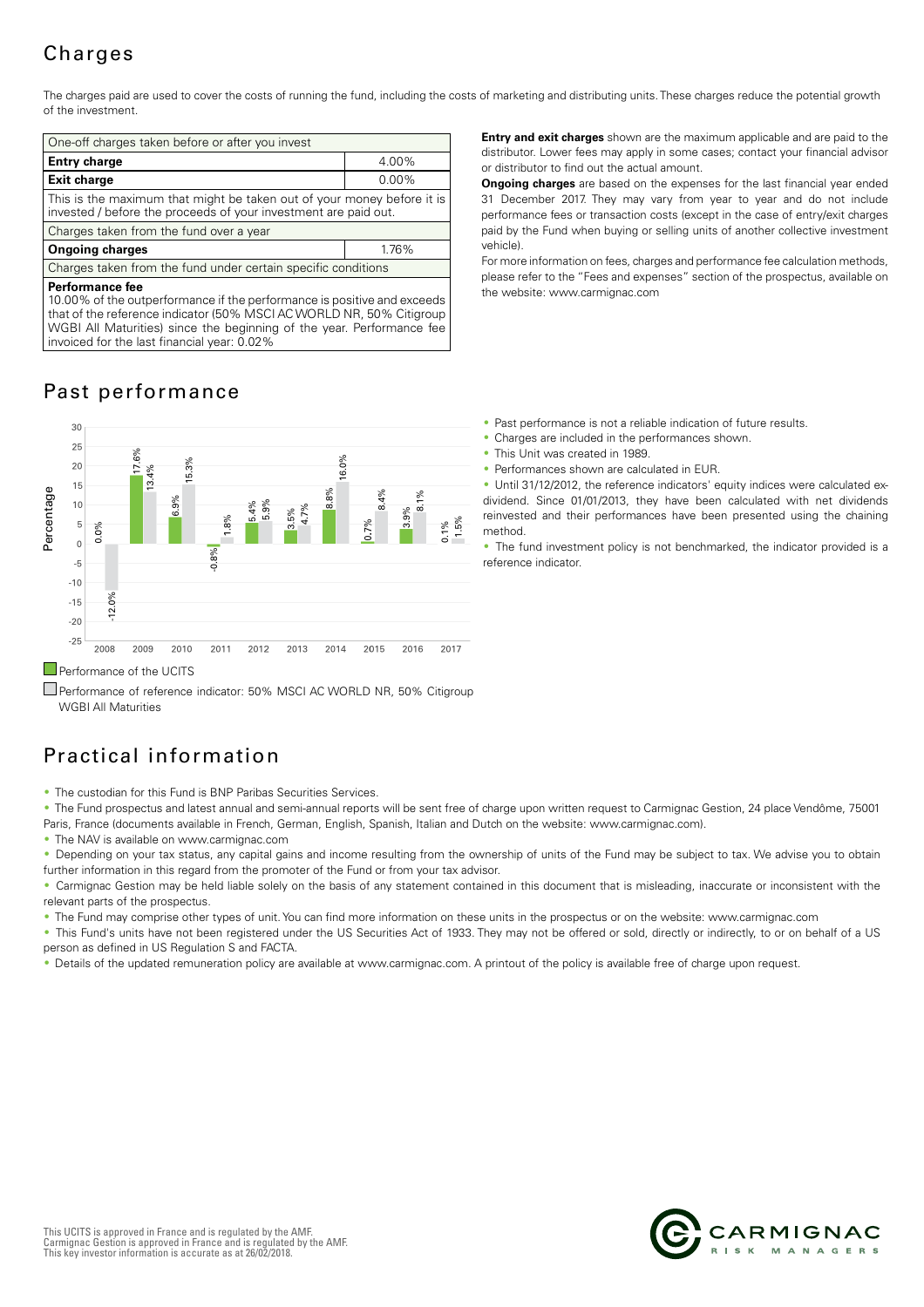## Charges

The charges paid are used to cover the costs of running the fund, including the costs of marketing and distributing units. These charges reduce the potential growth of the investment.

| One-off charges taken before or after you invest | |
|---|---|
| **Entry charge** | 4.00% |
| **Exit charge** | 0.00% |
| This is the maximum that might be taken out of your money before it is invested / before the proceeds of your investment are paid out. | |
| Charges taken from the fund over a year | |
| **Ongoing charges** | 1.76% |
| Charges taken from the fund under certain specific conditions | |
| **Performance fee**<br>10.00% of the outperformance if the performance is positive and exceeds that of the reference indicator (50% MSCI AC WORLD NR, 50% Citigroup WGBI All Maturities) since the beginning of the year. Performance fee invoiced for the last financial year: 0.02% | |

**Entry and exit charges** shown are the maximum applicable and are paid to the distributor. Lower fees may apply in some cases; contact your financial advisor or distributor to find out the actual amount.

**Ongoing charges** are based on the expenses for the last financial year ended 31 December 2017. They may vary from year to year and do not include performance fees or transaction costs (except in the case of entry/exit charges paid by the Fund when buying or selling units of another collective investment vehicle).

For more information on fees, charges and performance fee calculation methods, please refer to the "Fees and expenses" section of the prospectus, available on the website: www.carmignac.com

## Past performance

Percentage

30
25
20
15
10
5
0
-5
-10
-15
-20
-25

2008 2009 2010 2011 2012 2013 2014 2015 2016 2017

0.0% -12.0% 17.6% 13.4% 6.9% 15.3% -0.8% 1.8% 5.4% 5.9% 3.5% 4.7% 8.8% 16.0% 0.7% 8.4% 3.9% 8.1% 0.1% 1.5%

Performance of the UCITS

Performance of reference indicator: 50% MSCI AC WORLD NR, 50% Citigroup WGBI All Maturities

- Past performance is not a reliable indication of future results.
- Charges are included in the performances shown.
- This Unit was created in 1989.
- Performances shown are calculated in EUR.
- Until 31/12/2012, the reference indicators' equity indices were calculated ex-dividend. Since 01/01/2013, they have been calculated with net dividends reinvested and their performances have been presented using the chaining method.
- The fund investment policy is not benchmarked, the indicator provided is a reference indicator.

## Practical information

- The custodian for this Fund is BNP Paribas Securities Services.
- The Fund prospectus and latest annual and semi-annual reports will be sent free of charge upon written request to Carmignac Gestion, 24 place Vendôme, 75001 Paris, France (documents available in French, German, English, Spanish, Italian and Dutch on the website: www.carmignac.com).
- The NAV is available on www.carmignac.com
- Depending on your tax status, any capital gains and income resulting from the ownership of units of the Fund may be subject to tax. We advise you to obtain further information in this regard from the promoter of the Fund or from your tax advisor.
- Carmignac Gestion may be held liable solely on the basis of any statement contained in this document that is misleading, inaccurate or inconsistent with the relevant parts of the prospectus.
- The Fund may comprise other types of unit. You can find more information on these units in the prospectus or on the website: www.carmignac.com
- This Fund's units have not been registered under the US Securities Act of 1933. They may not be offered or sold, directly or indirectly, to or on behalf of a US person as defined in US Regulation S and FACTA.
- Details of the updated remuneration policy are available at www.carmignac.com. A printout of the policy is available free of charge upon request.

This UCITS is approved in France and is regulated by the AMF.
Carmignac Gestion is approved in France and is regulated by the AMF.
This key investor information is accurate as at 26/02/2018.

CARMIGNAC RISK MANAGERS